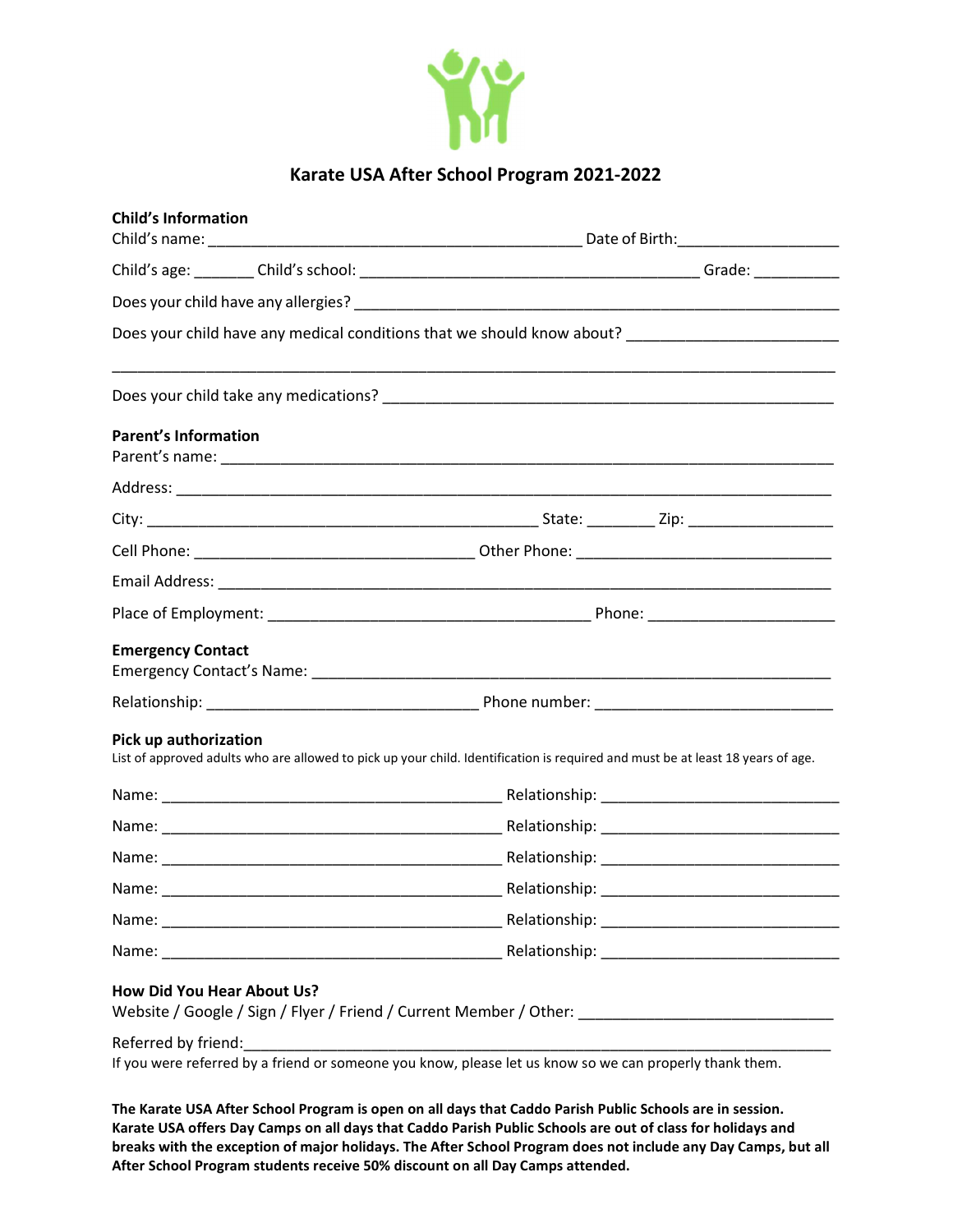# Karate USA After School Program 2021-2022

**Child's Information**

Child's name: ___________________________________________ Date of Birth:___________________

Child's age: _______ Child's school: _______________________________________ Grade: __________

Does your child have any allergies? _________________________________________________________

Does your child have any medical conditions that we should know about? ________________________

_______________________________________________________________________________

Does your child take any medications? ______________________________________________________

**Parent's Information**

Parent's name: ____________________________________________________________________

Address: _________________________________________________________________________

City: _____________________________________________ State: ________ Zip: ________________

Cell Phone: ________________________________ Other Phone: _____________________________

Email Address: ______________________________________________________________________

Place of Employment: _____________________________________ Phone: _____________________

**Emergency Contact**

Emergency Contact's Name: ____________________________________________________________

Relationship: _______________________________ Phone number: ___________________________

**Pick up authorization**

List of approved adults who are allowed to pick up your child. Identification is required and must be at least 18 years of age.

Name: _______________________________________ Relationship: ___________________________

Name: _______________________________________ Relationship: ___________________________

Name: _______________________________________ Relationship: ___________________________

Name: _______________________________________ Relationship: ___________________________

Name: _______________________________________ Relationship: ___________________________

Name: _______________________________________ Relationship: ___________________________

**How Did You Hear About Us?**

Website / Google / Sign / Flyer / Friend / Current Member / Other: _____________________________

Referred by friend:____________________________________________________________________

If you were referred by a friend or someone you know, please let us know so we can properly thank them.

**The Karate USA After School Program is open on all days that Caddo Parish Public Schools are in session. Karate USA offers Day Camps on all days that Caddo Parish Public Schools are out of class for holidays and breaks with the exception of major holidays. The After School Program does not include any Day Camps, but all After School Program students receive 50% discount on all Day Camps attended.**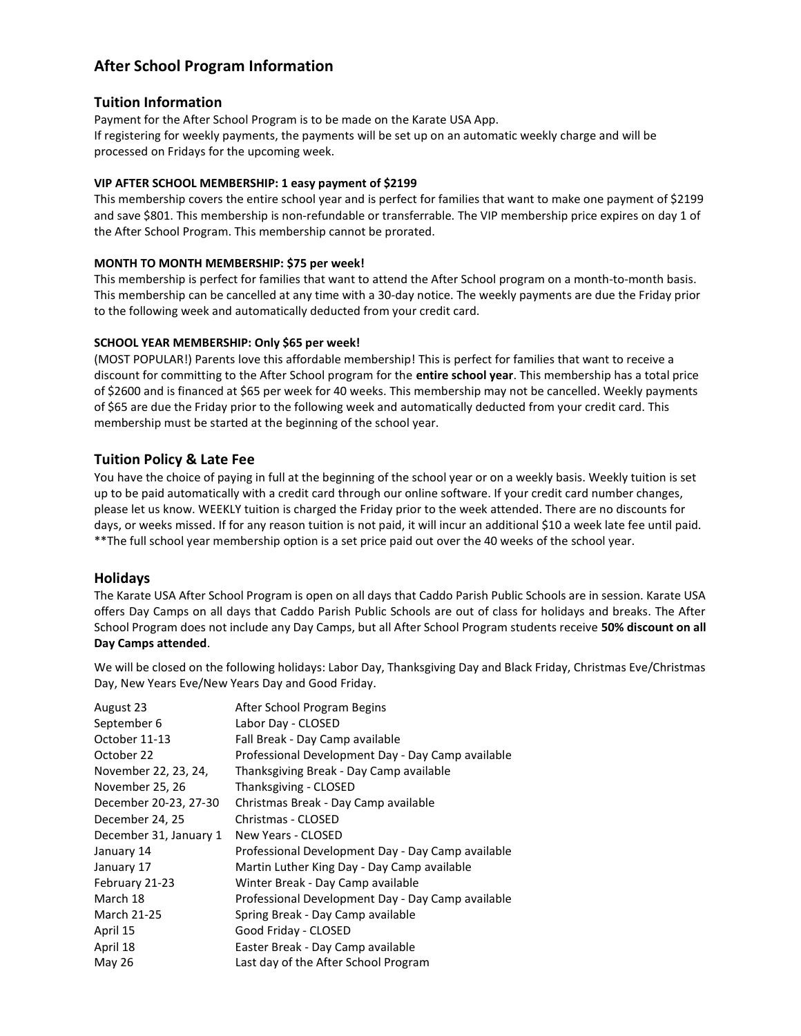# After School Program Information

## Tuition Information

Payment for the After School Program is to be made on the Karate USA App.
If registering for weekly payments, the payments will be set up on an automatic weekly charge and will be processed on Fridays for the upcoming week.

**VIP AFTER SCHOOL MEMBERSHIP: 1 easy payment of $2199**

This membership covers the entire school year and is perfect for families that want to make one payment of $2199 and save $801. This membership is non-refundable or transferrable. The VIP membership price expires on day 1 of the After School Program. This membership cannot be prorated.

**MONTH TO MONTH MEMBERSHIP: $75 per week!**

This membership is perfect for families that want to attend the After School program on a month-to-month basis. This membership can be cancelled at any time with a 30-day notice. The weekly payments are due the Friday prior to the following week and automatically deducted from your credit card.

**SCHOOL YEAR MEMBERSHIP: Only $65 per week!**

(MOST POPULAR!) Parents love this affordable membership! This is perfect for families that want to receive a discount for committing to the After School program for the **entire school year**. This membership has a total price of $2600 and is financed at $65 per week for 40 weeks. This membership may not be cancelled. Weekly payments of $65 are due the Friday prior to the following week and automatically deducted from your credit card. This membership must be started at the beginning of the school year.

## Tuition Policy & Late Fee

You have the choice of paying in full at the beginning of the school year or on a weekly basis. Weekly tuition is set up to be paid automatically with a credit card through our online software. If your credit card number changes, please let us know. WEEKLY tuition is charged the Friday prior to the week attended. There are no discounts for days, or weeks missed. If for any reason tuition is not paid, it will incur an additional $10 a week late fee until paid.
**The full school year membership option is a set price paid out over the 40 weeks of the school year.

## Holidays

The Karate USA After School Program is open on all days that Caddo Parish Public Schools are in session. Karate USA offers Day Camps on all days that Caddo Parish Public Schools are out of class for holidays and breaks. The After School Program does not include any Day Camps, but all After School Program students receive **50% discount on all Day Camps attended**.

We will be closed on the following holidays: Labor Day, Thanksgiving Day and Black Friday, Christmas Eve/Christmas Day, New Years Eve/New Years Day and Good Friday.

| Date | Event |
|---|---|
| August 23 | After School Program Begins |
| September 6 | Labor Day - CLOSED |
| October 11-13 | Fall Break - Day Camp available |
| October 22 | Professional Development Day - Day Camp available |
| November 22, 23, 24, | Thanksgiving Break - Day Camp available |
| November 25, 26 | Thanksgiving - CLOSED |
| December 20-23, 27-30 | Christmas Break - Day Camp available |
| December 24, 25 | Christmas - CLOSED |
| December 31, January 1 | New Years - CLOSED |
| January 14 | Professional Development Day - Day Camp available |
| January 17 | Martin Luther King Day - Day Camp available |
| February 21-23 | Winter Break - Day Camp available |
| March 18 | Professional Development Day - Day Camp available |
| March 21-25 | Spring Break - Day Camp available |
| April 15 | Good Friday - CLOSED |
| April 18 | Easter Break - Day Camp available |
| May 26 | Last day of the After School Program |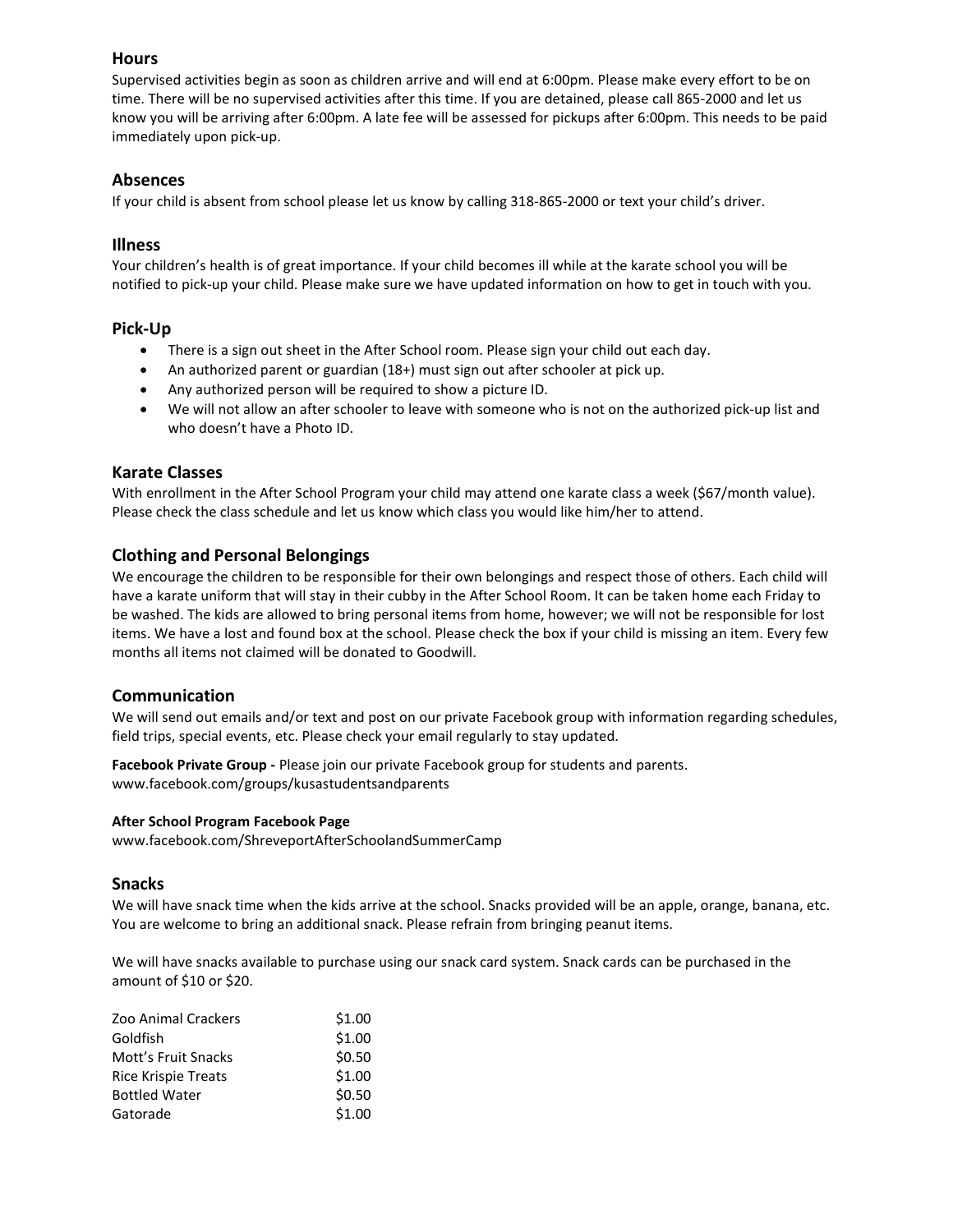## Hours

Supervised activities begin as soon as children arrive and will end at 6:00pm. Please make every effort to be on time. There will be no supervised activities after this time. If you are detained, please call 865-2000 and let us know you will be arriving after 6:00pm. A late fee will be assessed for pickups after 6:00pm. This needs to be paid immediately upon pick-up.

## Absences

If your child is absent from school please let us know by calling 318-865-2000 or text your child's driver.

## Illness

Your children's health is of great importance. If your child becomes ill while at the karate school you will be notified to pick-up your child. Please make sure we have updated information on how to get in touch with you.

## Pick-Up

- There is a sign out sheet in the After School room. Please sign your child out each day.
- An authorized parent or guardian (18+) must sign out after schooler at pick up.
- Any authorized person will be required to show a picture ID.
- We will not allow an after schooler to leave with someone who is not on the authorized pick-up list and who doesn't have a Photo ID.

## Karate Classes

With enrollment in the After School Program your child may attend one karate class a week ($67/month value). Please check the class schedule and let us know which class you would like him/her to attend.

## Clothing and Personal Belongings

We encourage the children to be responsible for their own belongings and respect those of others. Each child will have a karate uniform that will stay in their cubby in the After School Room. It can be taken home each Friday to be washed. The kids are allowed to bring personal items from home, however; we will not be responsible for lost items. We have a lost and found box at the school. Please check the box if your child is missing an item. Every few months all items not claimed will be donated to Goodwill.

## Communication

We will send out emails and/or text and post on our private Facebook group with information regarding schedules, field trips, special events, etc. Please check your email regularly to stay updated.

**Facebook Private Group -** Please join our private Facebook group for students and parents.
www.facebook.com/groups/kusastudentsandparents

**After School Program Facebook Page**
www.facebook.com/ShreveportAfterSchoolandSummerCamp

## Snacks

We will have snack time when the kids arrive at the school. Snacks provided will be an apple, orange, banana, etc. You are welcome to bring an additional snack. Please refrain from bringing peanut items.

We will have snacks available to purchase using our snack card system. Snack cards can be purchased in the amount of $10 or $20.

| | |
|---|---|
| Zoo Animal Crackers | $1.00 |
| Goldfish | $1.00 |
| Mott's Fruit Snacks | $0.50 |
| Rice Krispie Treats | $1.00 |
| Bottled Water | $0.50 |
| Gatorade | $1.00 |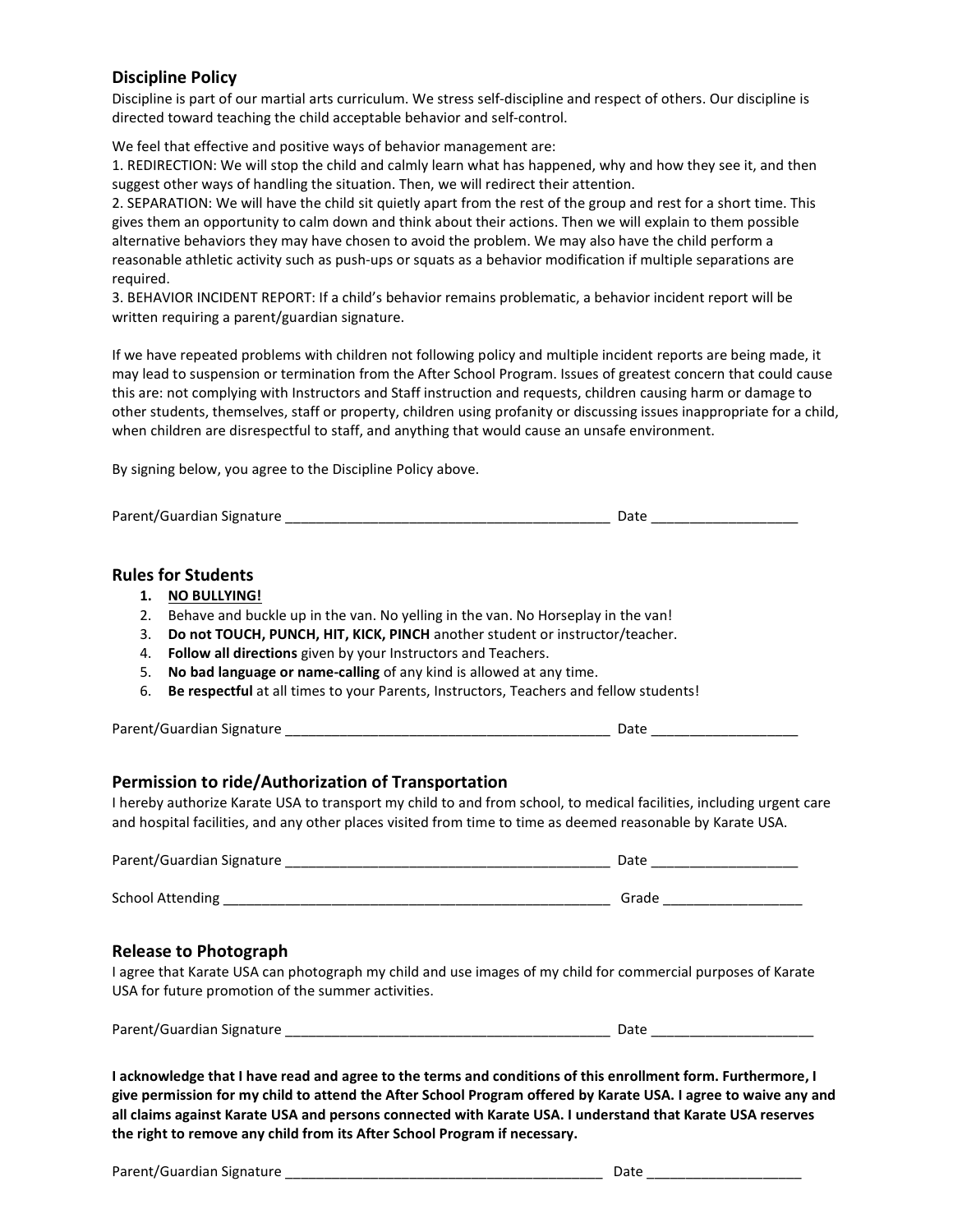## Discipline Policy

Discipline is part of our martial arts curriculum. We stress self-discipline and respect of others. Our discipline is directed toward teaching the child acceptable behavior and self-control.

We feel that effective and positive ways of behavior management are:
1. REDIRECTION: We will stop the child and calmly learn what has happened, why and how they see it, and then suggest other ways of handling the situation. Then, we will redirect their attention.
2. SEPARATION: We will have the child sit quietly apart from the rest of the group and rest for a short time. This gives them an opportunity to calm down and think about their actions. Then we will explain to them possible alternative behaviors they may have chosen to avoid the problem. We may also have the child perform a reasonable athletic activity such as push-ups or squats as a behavior modification if multiple separations are required.
3. BEHAVIOR INCIDENT REPORT: If a child's behavior remains problematic, a behavior incident report will be written requiring a parent/guardian signature.

If we have repeated problems with children not following policy and multiple incident reports are being made, it may lead to suspension or termination from the After School Program. Issues of greatest concern that could cause this are: not complying with Instructors and Staff instruction and requests, children causing harm or damage to other students, themselves, staff or property, children using profanity or discussing issues inappropriate for a child, when children are disrespectful to staff, and anything that would cause an unsafe environment.

By signing below, you agree to the Discipline Policy above.

Parent/Guardian Signature ___________________________________________ Date ___________________

## Rules for Students

1. **NO BULLYING!**
2. Behave and buckle up in the van. No yelling in the van. No Horseplay in the van!
3. **Do not TOUCH, PUNCH, HIT, KICK, PINCH** another student or instructor/teacher.
4. **Follow all directions** given by your Instructors and Teachers.
5. **No bad language or name-calling** of any kind is allowed at any time.
6. **Be respectful** at all times to your Parents, Instructors, Teachers and fellow students!

Parent/Guardian Signature ___________________________________________ Date ___________________

## Permission to ride/Authorization of Transportation

I hereby authorize Karate USA to transport my child to and from school, to medical facilities, including urgent care and hospital facilities, and any other places visited from time to time as deemed reasonable by Karate USA.

Parent/Guardian Signature ___________________________________________ Date ___________________

School Attending ____________________________________________________ Grade __________________

## Release to Photograph

I agree that Karate USA can photograph my child and use images of my child for commercial purposes of Karate USA for future promotion of the summer activities.

Parent/Guardian Signature ___________________________________________ Date _____________________

**I acknowledge that I have read and agree to the terms and conditions of this enrollment form. Furthermore, I give permission for my child to attend the After School Program offered by Karate USA. I agree to waive any and all claims against Karate USA and persons connected with Karate USA. I understand that Karate USA reserves the right to remove any child from its After School Program if necessary.**

Parent/Guardian Signature __________________________________________ Date _____________________